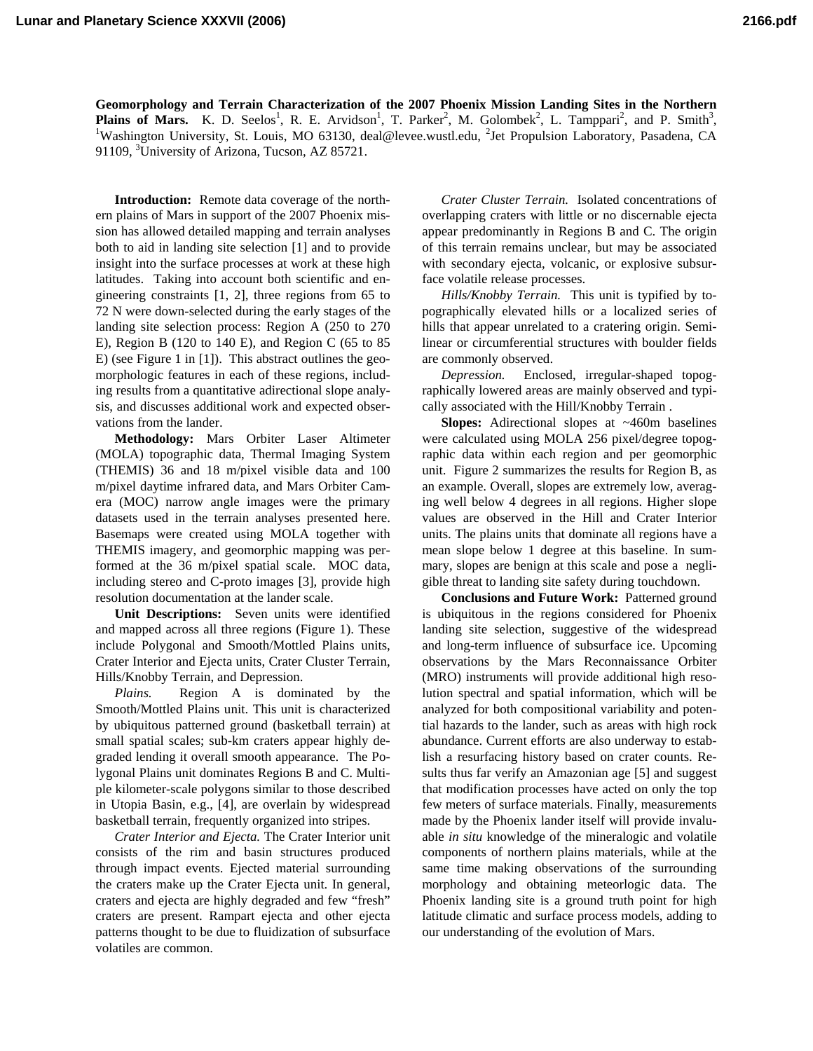# Geomorphology and Terrain Characterization of the 2007 Phoenix Mission Landing Sites in the Northern Plains of Mars.

K. D. Seelos[1], R. E. Arvidson[1], T. Parker[2], M. Golombek[2], L. Tamppari[2], and P. Smith[3], [1]Washington University, St. Louis, MO 63130, deal@levee.wustl.edu, [2]Jet Propulsion Laboratory, Pasadena, CA 91109, [3]University of Arizona, Tucson, AZ 85721.

**Introduction:** Remote data coverage of the northern plains of Mars in support of the 2007 Phoenix mission has allowed detailed mapping and terrain analyses both to aid in landing site selection [1] and to provide insight into the surface processes at work at these high latitudes. Taking into account both scientific and engineering constraints [1, 2], three regions from 65 to 72 N were down-selected during the early stages of the landing site selection process: Region A (250 to 270 E), Region B (120 to 140 E), and Region C (65 to 85 E) (see Figure 1 in [1]). This abstract outlines the geomorphologic features in each of these regions, including results from a quantitative adirectional slope analysis, and discusses additional work and expected observations from the lander.

**Methodology:** Mars Orbiter Laser Altimeter (MOLA) topographic data, Thermal Imaging System (THEMIS) 36 and 18 m/pixel visible data and 100 m/pixel daytime infrared data, and Mars Orbiter Camera (MOC) narrow angle images were the primary datasets used in the terrain analyses presented here. Basemaps were created using MOLA together with THEMIS imagery, and geomorphic mapping was performed at the 36 m/pixel spatial scale. MOC data, including stereo and C-proto images [3], provide high resolution documentation at the lander scale.

**Unit Descriptions:** Seven units were identified and mapped across all three regions (Figure 1). These include Polygonal and Smooth/Mottled Plains units, Crater Interior and Ejecta units, Crater Cluster Terrain, Hills/Knobby Terrain, and Depression.

*Plains.* Region A is dominated by the Smooth/Mottled Plains unit. This unit is characterized by ubiquitous patterned ground (basketball terrain) at small spatial scales; sub-km craters appear highly degraded lending it overall smooth appearance. The Polygonal Plains unit dominates Regions B and C. Multiple kilometer-scale polygons similar to those described in Utopia Basin, e.g., [4], are overlain by widespread basketball terrain, frequently organized into stripes.

*Crater Interior and Ejecta.* The Crater Interior unit consists of the rim and basin structures produced through impact events. Ejected material surrounding the craters make up the Crater Ejecta unit. In general, craters and ejecta are highly degraded and few "fresh" craters are present. Rampart ejecta and other ejecta patterns thought to be due to fluidization of subsurface volatiles are common.

*Crater Cluster Terrain.* Isolated concentrations of overlapping craters with little or no discernable ejecta appear predominantly in Regions B and C. The origin of this terrain remains unclear, but may be associated with secondary ejecta, volcanic, or explosive subsurface volatile release processes.

*Hills/Knobby Terrain.* This unit is typified by topographically elevated hills or a localized series of hills that appear unrelated to a cratering origin. Semi-linear or circumferential structures with boulder fields are commonly observed.

*Depression.* Enclosed, irregular-shaped topographically lowered areas are mainly observed and typically associated with the Hill/Knobby Terrain .

**Slopes:** Adirectional slopes at ~460m baselines were calculated using MOLA 256 pixel/degree topographic data within each region and per geomorphic unit. Figure 2 summarizes the results for Region B, as an example. Overall, slopes are extremely low, averaging well below 4 degrees in all regions. Higher slope values are observed in the Hill and Crater Interior units. The plains units that dominate all regions have a mean slope below 1 degree at this baseline. In summary, slopes are benign at this scale and pose a negligible threat to landing site safety during touchdown.

**Conclusions and Future Work:** Patterned ground is ubiquitous in the regions considered for Phoenix landing site selection, suggestive of the widespread and long-term influence of subsurface ice. Upcoming observations by the Mars Reconnaissance Orbiter (MRO) instruments will provide additional high resolution spectral and spatial information, which will be analyzed for both compositional variability and potential hazards to the lander, such as areas with high rock abundance. Current efforts are also underway to establish a resurfacing history based on crater counts. Results thus far verify an Amazonian age [5] and suggest that modification processes have acted on only the top few meters of surface materials. Finally, measurements made by the Phoenix lander itself will provide invaluable *in situ* knowledge of the mineralogic and volatile components of northern plains materials, while at the same time making observations of the surrounding morphology and obtaining meteorlogic data. The Phoenix landing site is a ground truth point for high latitude climatic and surface process models, adding to our understanding of the evolution of Mars.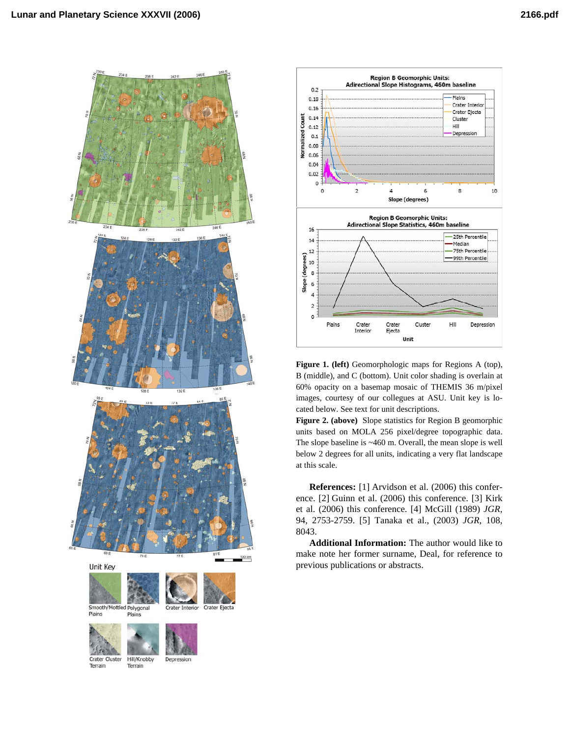Unit Key

Smooth/Mottled Plains

Polygonal Plains

Crater Interior

Crater Ejecta

Crater Cluster Terrain

Hill/Knobby Terrain

Depression

Region B Geomorphic Units: Adirectional Slope Histograms, 460m baseline

Normalized Count

Slope (degrees)

Plains

Crater Interior

Crater Ejecta

Cluster

Hill

Depression

Region B Geomorphic Units: Adirectional Slope Statistics, 460m baseline

Slope (degrees)

25th Percentile

Median

75th Percentile

99th Percentile

Plains

Crater Interior

Crater Ejecta

Cluster

Hill

Depression

Unit

**Figure 1. (left)** Geomorphologic maps for Regions A (top), B (middle), and C (bottom). Unit color shading is overlain at 60% opacity on a basemap mosaic of THEMIS 36 m/pixel images, courtesy of our collegues at ASU. Unit key is located below. See text for unit descriptions.

**Figure 2. (above)** Slope statistics for Region B geomorphic units based on MOLA 256 pixel/degree topographic data. The slope baseline is ~460 m. Overall, the mean slope is well below 2 degrees for all units, indicating a very flat landscape at this scale.

**References:** [1] Arvidson et al. (2006) this conference. [2] Guinn et al. (2006) this conference. [3] Kirk et al. (2006) this conference. [4] McGill (1989) *JGR*, 94, 2753-2759. [5] Tanaka et al., (2003) *JGR*, 108, 8043.

**Additional Information:** The author would like to make note her former surname, Deal, for reference to previous publications or abstracts.